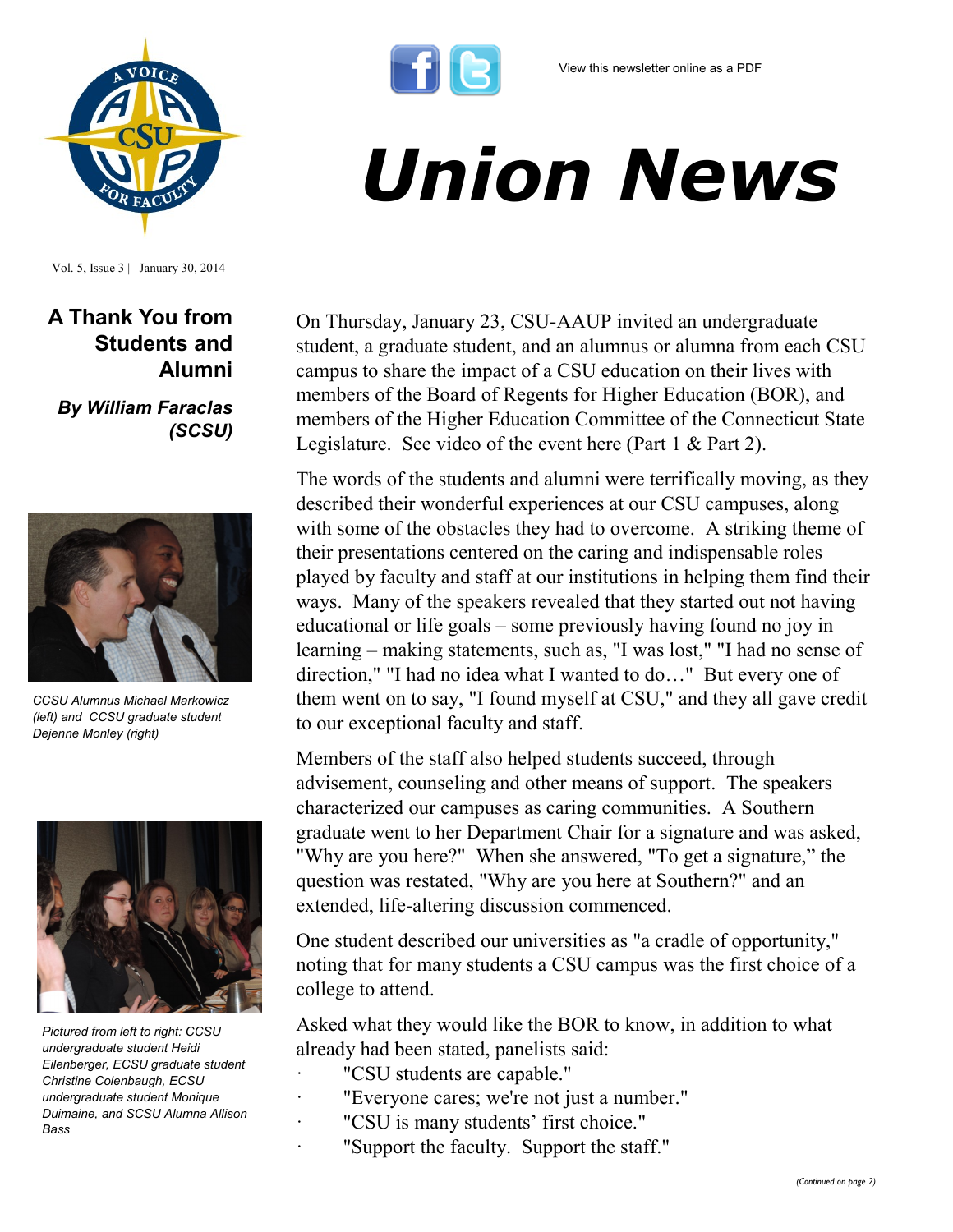View this newsletter online as a PDF

# Union News

Vol. 5, Issue 3 | January 30, 2014

## A Thank You from Students and Alumni

***By William Faraclas (SCSU)***

On Thursday, January 23, CSU-AAUP invited an undergraduate student, a graduate student, and an alumnus or alumna from each CSU campus to share the impact of a CSU education on their lives with members of the Board of Regents for Higher Education (BOR), and members of the Higher Education Committee of the Connecticut State Legislature. See video of the event here (Part 1 & Part 2).

The words of the students and alumni were terrifically moving, as they described their wonderful experiences at our CSU campuses, along with some of the obstacles they had to overcome. A striking theme of their presentations centered on the caring and indispensable roles played by faculty and staff at our institutions in helping them find their ways. Many of the speakers revealed that they started out not having educational or life goals – some previously having found no joy in learning – making statements, such as, "I was lost," "I had no sense of direction," "I had no idea what I wanted to do…" But every one of them went on to say, "I found myself at CSU," and they all gave credit to our exceptional faculty and staff.

Members of the staff also helped students succeed, through advisement, counseling and other means of support. The speakers characterized our campuses as caring communities. A Southern graduate went to her Department Chair for a signature and was asked, "Why are you here?" When she answered, "To get a signature," the question was restated, "Why are you here at Southern?" and an extended, life-altering discussion commenced.

One student described our universities as "a cradle of opportunity," noting that for many students a CSU campus was the first choice of a college to attend.

Asked what they would like the BOR to know, in addition to what already had been stated, panelists said:

- "CSU students are capable."
- "Everyone cares; we're not just a number."
- "CSU is many students' first choice."
- "Support the faculty. Support the staff."

*(Continued on page 2)*

*CCSU Alumnus Michael Markowicz (left) and CCSU graduate student Dejenne Monley (right)*

*Pictured from left to right: CCSU undergraduate student Heidi Eilenberger, ECSU graduate student Christine Colenbaugh, ECSU undergraduate student Monique Duimaine, and SCSU Alumna Allison Bass*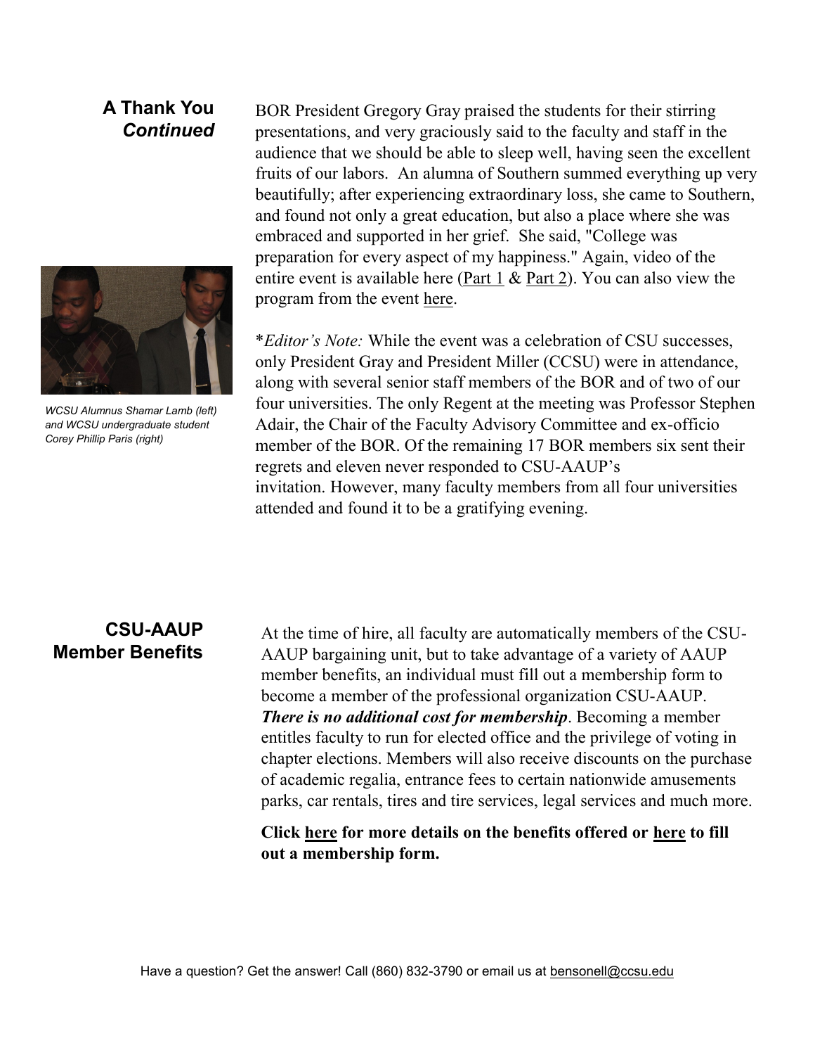## A Thank You *Continued*

BOR President Gregory Gray praised the students for their stirring presentations, and very graciously said to the faculty and staff in the audience that we should be able to sleep well, having seen the excellent fruits of our labors. An alumna of Southern summed everything up very beautifully; after experiencing extraordinary loss, she came to Southern, and found not only a great education, but also a place where she was embraced and supported in her grief. She said, "College was preparation for every aspect of my happiness." Again, video of the entire event is available here (Part 1 & Part 2). You can also view the program from the event here.

*WCSU Alumnus Shamar Lamb (left) and WCSU undergraduate student Corey Phillip Paris (right)*

\**Editor's Note:* While the event was a celebration of CSU successes, only President Gray and President Miller (CCSU) were in attendance, along with several senior staff members of the BOR and of two of our four universities. The only Regent at the meeting was Professor Stephen Adair, the Chair of the Faculty Advisory Committee and ex-officio member of the BOR. Of the remaining 17 BOR members six sent their regrets and eleven never responded to CSU-AAUP's invitation. However, many faculty members from all four universities attended and found it to be a gratifying evening.

## CSU-AAUP Member Benefits

At the time of hire, all faculty are automatically members of the CSU-AAUP bargaining unit, but to take advantage of a variety of AAUP member benefits, an individual must fill out a membership form to become a member of the professional organization CSU-AAUP. ***There is no additional cost for membership***. Becoming a member entitles faculty to run for elected office and the privilege of voting in chapter elections. Members will also receive discounts on the purchase of academic regalia, entrance fees to certain nationwide amusements parks, car rentals, tires and tire services, legal services and much more.

**Click here for more details on the benefits offered or here to fill out a membership form.**

Have a question? Get the answer! Call (860) 832-3790 or email us at bensonell@ccsu.edu